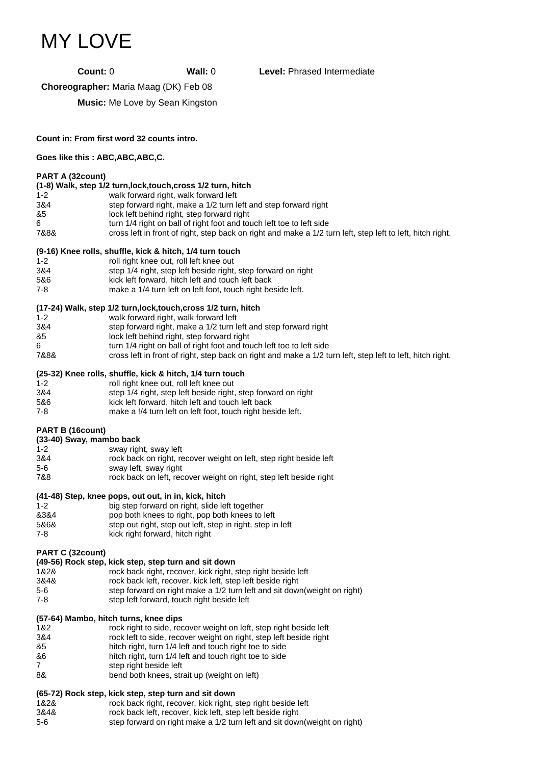# MY LOVE

**Count:** 0 **Wall:** 0 **Level:** Phrased Intermediate

**Choreographer:** Maria Maag (DK) Feb 08

**Music:** Me Love by Sean Kingston

**Count in: From first word 32 counts intro.**

**Goes like this : ABC,ABC,ABC,C.**

**PART A (32count)**

**(1-8) Walk, step 1/2 turn,lock,touch,cross 1/2 turn, hitch**

| | |
|---|---|
| 1-2 | walk forward right, walk forward left |
| 3&4 | step forward right, make a 1/2 turn left and step forward right |
| &5 | lock left behind right, step forward right |
| 6 | turn 1/4 right on ball of right foot and touch left toe to left side |
| 7&8& | cross left in front of right, step back on right and make a 1/2 turn left, step left to left, hitch right. |

**(9-16) Knee rolls, shuffle, kick & hitch, 1/4 turn touch**

| | |
|---|---|
| 1-2 | roll right knee out, roll left knee out |
| 3&4 | step 1/4 right, step left beside right, step forward on right |
| 5&6 | kick left forward, hitch left and touch left back |
| 7-8 | make a 1/4 turn left on left foot, touch right beside left. |

**(17-24) Walk, step 1/2 turn,lock,touch,cross 1/2 turn, hitch**

| | |
|---|---|
| 1-2 | walk forward right, walk forward left |
| 3&4 | step forward right, make a 1/2 turn left and step forward right |
| &5 | lock left behind right, step forward right |
| 6 | turn 1/4 right on ball of right foot and touch left toe to left side |
| 7&8& | cross left in front of right, step back on right and make a 1/2 turn left, step left to left, hitch right. |

**(25-32) Knee rolls, shuffle, kick & hitch, 1/4 turn touch**

| | |
|---|---|
| 1-2 | roll right knee out, roll left knee out |
| 3&4 | step 1/4 right, step left beside right, step forward on right |
| 5&6 | kick left forward, hitch left and touch left back |
| 7-8 | make a !/4 turn left on left foot, touch right beside left. |

**PART B (16count)**

**(33-40) Sway, mambo back**

| | |
|---|---|
| 1-2 | sway right, sway left |
| 3&4 | rock back on right, recover weight on left, step right beside left |
| 5-6 | sway left, sway right |
| 7&8 | rock back on left, recover weight on right, step left beside right |

**(41-48) Step, knee pops, out out, in in, kick, hitch**

| | |
|---|---|
| 1-2 | big step forward on right, slide left together |
| &3&4 | pop both knees to right, pop both knees to left |
| 5&6& | step out right, step out left, step in right, step in left |
| 7-8 | kick right forward, hitch right |

**PART C (32count)**

**(49-56) Rock step, kick step, step turn and sit down**

| | |
|---|---|
| 1&2& | rock back right, recover, kick right, step right beside left |
| 3&4& | rock back left, recover, kick left, step left beside right |
| 5-6 | step forward on right make a 1/2 turn left and sit down(weight on right) |
| 7-8 | step left forward, touch right beside left |

**(57-64) Mambo, hitch turns, knee dips**

| | |
|---|---|
| 1&2 | rock right to side, recover weight on left, step right beside left |
| 3&4 | rock left to side, recover weight on right, step left beside right |
| &5 | hitch right, turn 1/4 left and touch right toe to side |
| &6 | hitch right, turn 1/4 left and touch right toe to side |
| 7 | step right beside left |
| 8& | bend both knees, strait up (weight on left) |

**(65-72) Rock step, kick step, step turn and sit down**

| | |
|---|---|
| 1&2& | rock back right, recover, kick right, step right beside left |
| 3&4& | rock back left, recover, kick left, step left beside right |
| 5-6 | step forward on right make a 1/2 turn left and sit down(weight on right) |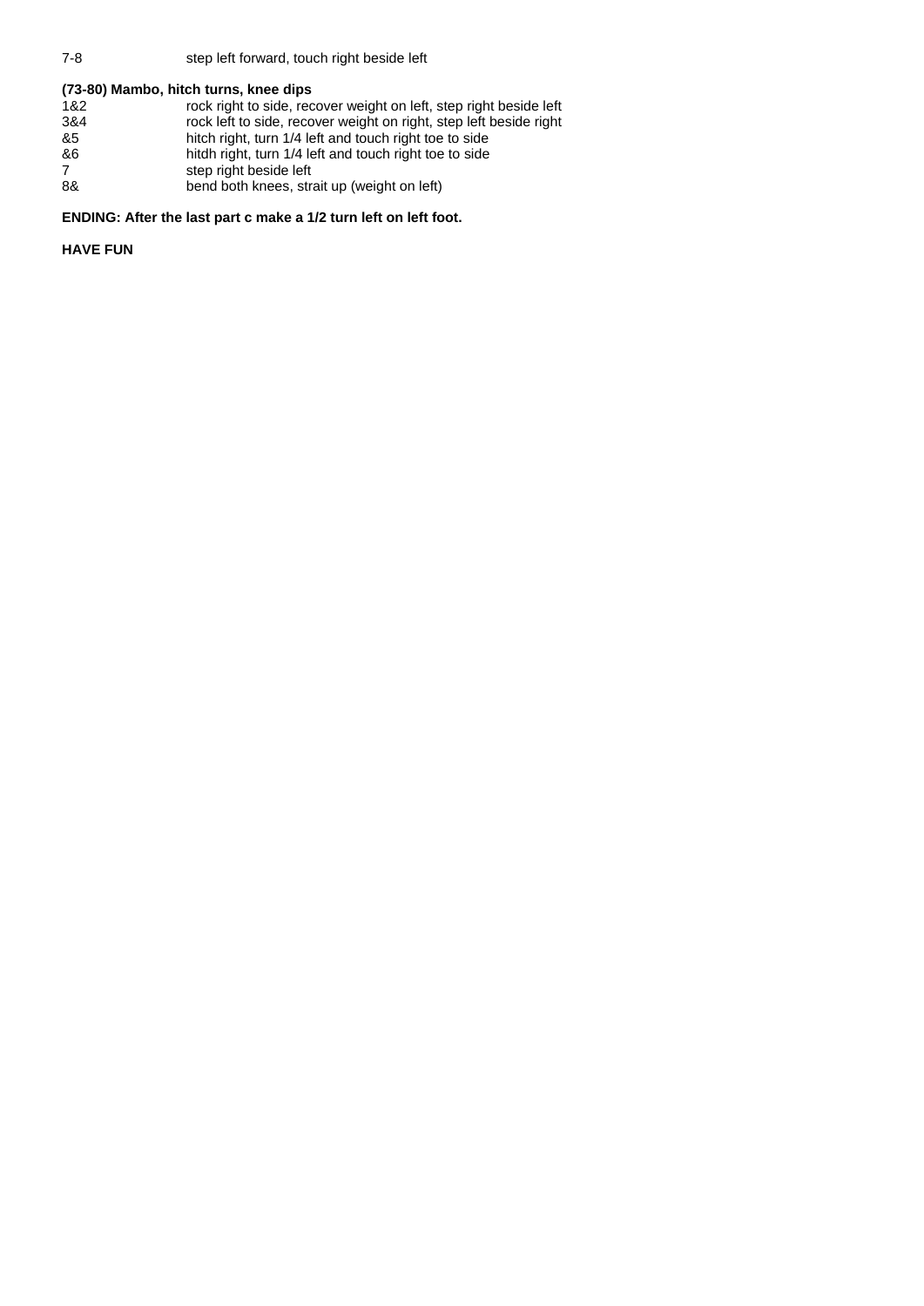| | |
|---|---|
| 7-8 | step left forward, touch right beside left |

**(73-80) Mambo, hitch turns, knee dips**

| | |
|---|---|
| 1&2 | rock right to side, recover weight on left, step right beside left |
| 3&4 | rock left to side, recover weight on right, step left beside right |
| &5 | hitch right, turn 1/4 left and touch right toe to side |
| &6 | hitdh right, turn 1/4 left and touch right toe to side |
| 7 | step right beside left |
| 8& | bend both knees, strait up (weight on left) |

**ENDING: After the last part c make a 1/2 turn left on left foot.**

**HAVE FUN**